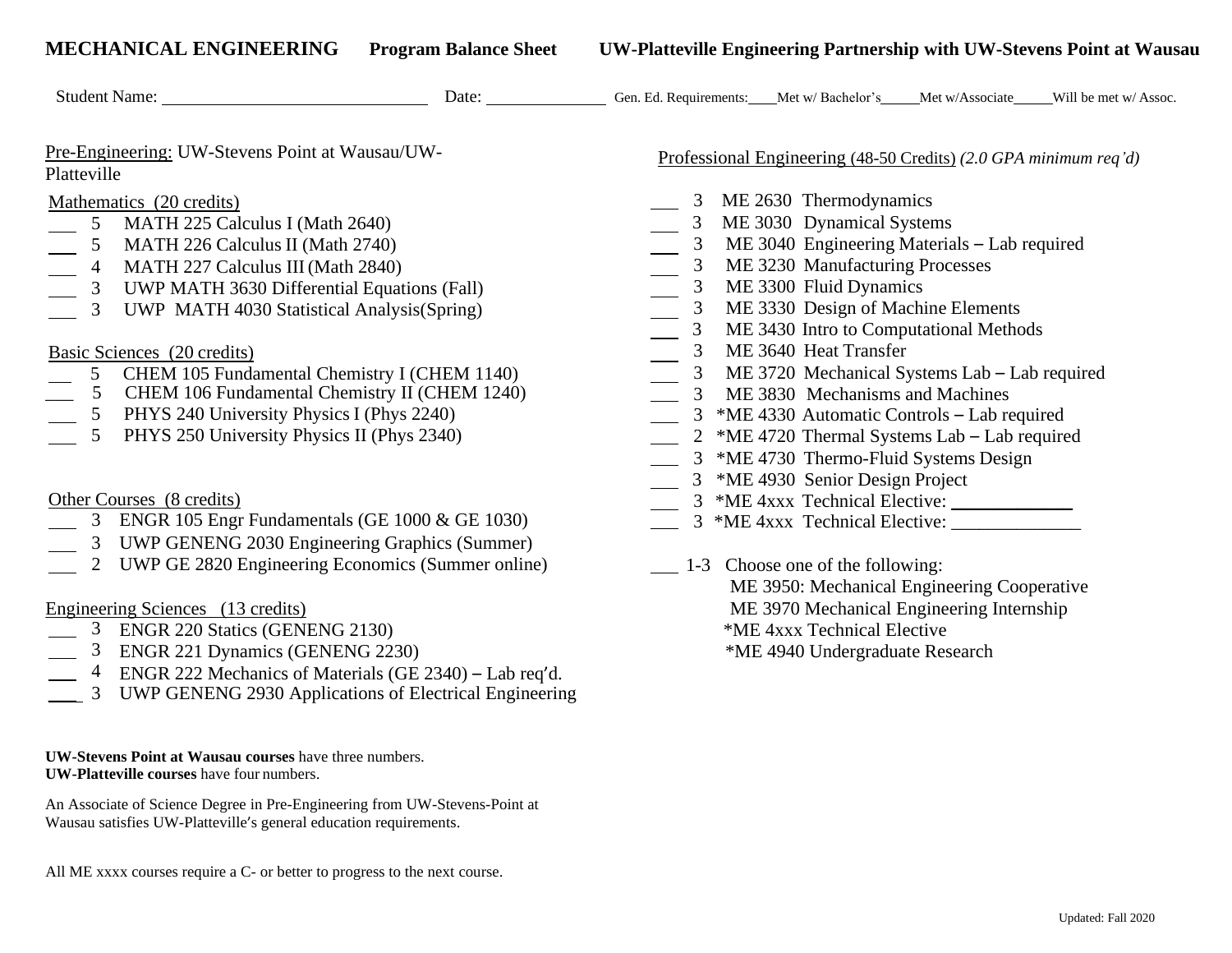# MECHANICAL ENGINEERING **Program Balance Sheet** **UW-Platteville Engineering Partnership with UW-Stevens Point at Wausau**

Student Name: ______________________________ Date: ______________ Gen. Ed. Requirements:____Met w/ Bachelor's_____Met w/Associate_____Will be met w/ Assoc.

## Pre-Engineering: UW-Stevens Point at Wausau/UW-Platteville

### Mathematics (20 credits)

- ___ 5 MATH 225 Calculus I (Math 2640)
- ___ 5 MATH 226 Calculus II (Math 2740)
- ___ 4 MATH 227 Calculus III (Math 2840)
- ___ 3 UWP MATH 3630 Differential Equations (Fall)
- ___ 3 UWP MATH 4030 Statistical Analysis(Spring)

### Basic Sciences (20 credits)

- ___ 5 CHEM 105 Fundamental Chemistry I (CHEM 1140)
- ___ 5 CHEM 106 Fundamental Chemistry II (CHEM 1240)
- ___ 5 PHYS 240 University Physics I (Phys 2240)
- ___ 5 PHYS 250 University Physics II (Phys 2340)

### Other Courses (8 credits)

- ___ 3 ENGR 105 Engr Fundamentals (GE 1000 & GE 1030)
- ___ 3 UWP GENENG 2030 Engineering Graphics (Summer)
- ___ 2 UWP GE 2820 Engineering Economics (Summer online)

### Engineering Sciences (13 credits)

- ___ 3 ENGR 220 Statics (GENENG 2130)
- ___ 3 ENGR 221 Dynamics (GENENG 2230)
- ___ 4 ENGR 222 Mechanics of Materials (GE 2340) – Lab req'd.
- ___ 3 UWP GENENG 2930 Applications of Electrical Engineering

**UW-Stevens Point at Wausau courses** have three numbers.
**UW-Platteville courses** have four numbers.

An Associate of Science Degree in Pre-Engineering from UW-Stevens-Point at Wausau satisfies UW-Platteville's general education requirements.

All ME xxxx courses require a C- or better to progress to the next course.

## Professional Engineering (48-50 Credits) *(2.0 GPA minimum req'd)*

- ___ 3 ME 2630 Thermodynamics
- ___ 3 ME 3030 Dynamical Systems
- ___ 3 ME 3040 Engineering Materials – Lab required
- ___ 3 ME 3230 Manufacturing Processes
- ___ 3 ME 3300 Fluid Dynamics
- ___ 3 ME 3330 Design of Machine Elements
- ___ 3 ME 3430 Intro to Computational Methods
- ___ 3 ME 3640 Heat Transfer
- ___ 3 ME 3720 Mechanical Systems Lab – Lab required
- ___ 3 ME 3830 Mechanisms and Machines
- ___ 3 *ME 4330 Automatic Controls – Lab required
- ___ 2 *ME 4720 Thermal Systems Lab – Lab required
- ___ 3 *ME 4730 Thermo-Fluid Systems Design
- ___ 3 *ME 4930 Senior Design Project
- ___ 3 *ME 4xxx Technical Elective: ____________
- ___ 3 *ME 4xxx Technical Elective: ____________

___ 1-3 Choose one of the following:
- ME 3950: Mechanical Engineering Cooperative
- ME 3970 Mechanical Engineering Internship
- *ME 4xxx Technical Elective
- *ME 4940 Undergraduate Research

Updated: Fall 2020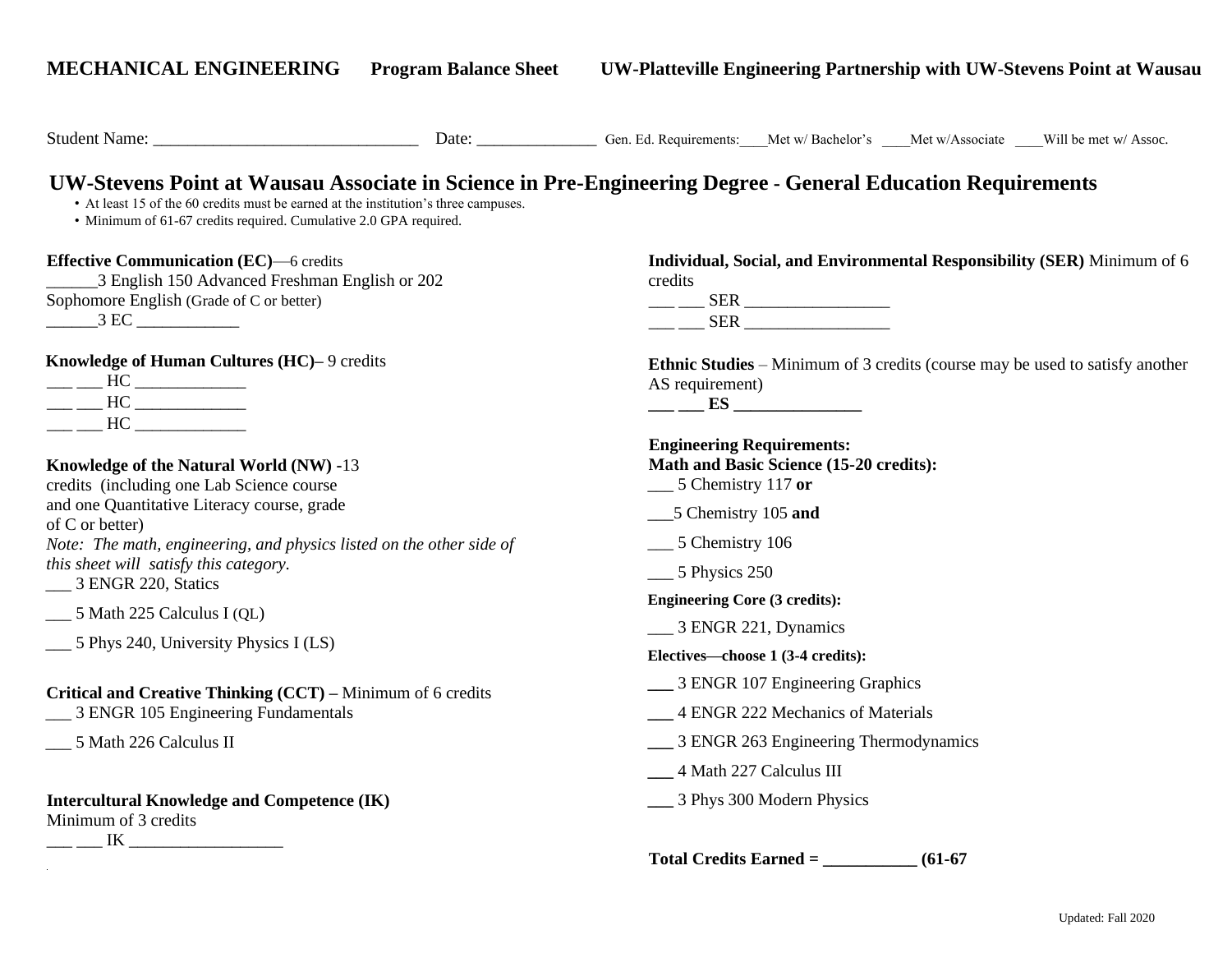**MECHANICAL ENGINEERING** **Program Balance Sheet** **UW-Platteville Engineering Partnership with UW-Stevens Point at Wausau**

Student Name: ______________________________ Date: ______________ Gen. Ed. Requirements:____Met w/ Bachelor's ____Met w/Associate ____Will be met w/ Assoc.

## UW-Stevens Point at Wausau Associate in Science in Pre-Engineering Degree - General Education Requirements

- At least 15 of the 60 credits must be earned at the institution's three campuses.
- Minimum of 61-67 credits required. Cumulative 2.0 GPA required.

**Effective Communication (EC)**—6 credits
______3 English 150 Advanced Freshman English or 202 Sophomore English (Grade of C or better)
______3 EC ____________

**Knowledge of Human Cultures (HC)**– 9 credits
___ ___ HC _____________
___ ___ HC _____________
___ ___ HC _____________

**Knowledge of the Natural World (NW)** -13 credits (including one Lab Science course and one Quantitative Literacy course, grade of C or better)
*Note: The math, engineering, and physics listed on the other side of this sheet will satisfy this category.*
___ 3 ENGR 220, Statics
___ 5 Math 225 Calculus I (QL)
___ 5 Phys 240, University Physics I (LS)

**Critical and Creative Thinking (CCT)** – Minimum of 6 credits
___ 3 ENGR 105 Engineering Fundamentals
___ 5 Math 226 Calculus II

**Intercultural Knowledge and Competence (IK)**
Minimum of 3 credits
___ ___ IK __________________

**Individual, Social, and Environmental Responsibility (SER)** Minimum of 6 credits
___ ___ SER _________________
___ ___ SER _________________

**Ethnic Studies** – Minimum of 3 credits (course may be used to satisfy another AS requirement)
**___ ___ ES _______________**

**Engineering Requirements:**
**Math and Basic Science (15-20 credits):**
___ 5 Chemistry 117 **or**
___5 Chemistry 105 **and**
___ 5 Chemistry 106
___ 5 Physics 250

**Engineering Core (3 credits):**
___ 3 ENGR 221, Dynamics

**Electives—choose 1 (3-4 credits):**
___ 3 ENGR 107 Engineering Graphics
___ 4 ENGR 222 Mechanics of Materials
___ 3 ENGR 263 Engineering Thermodynamics
___ 4 Math 227 Calculus III
___ 3 Phys 300 Modern Physics

**Total Credits Earned = ___________ (61-67**

Updated: Fall 2020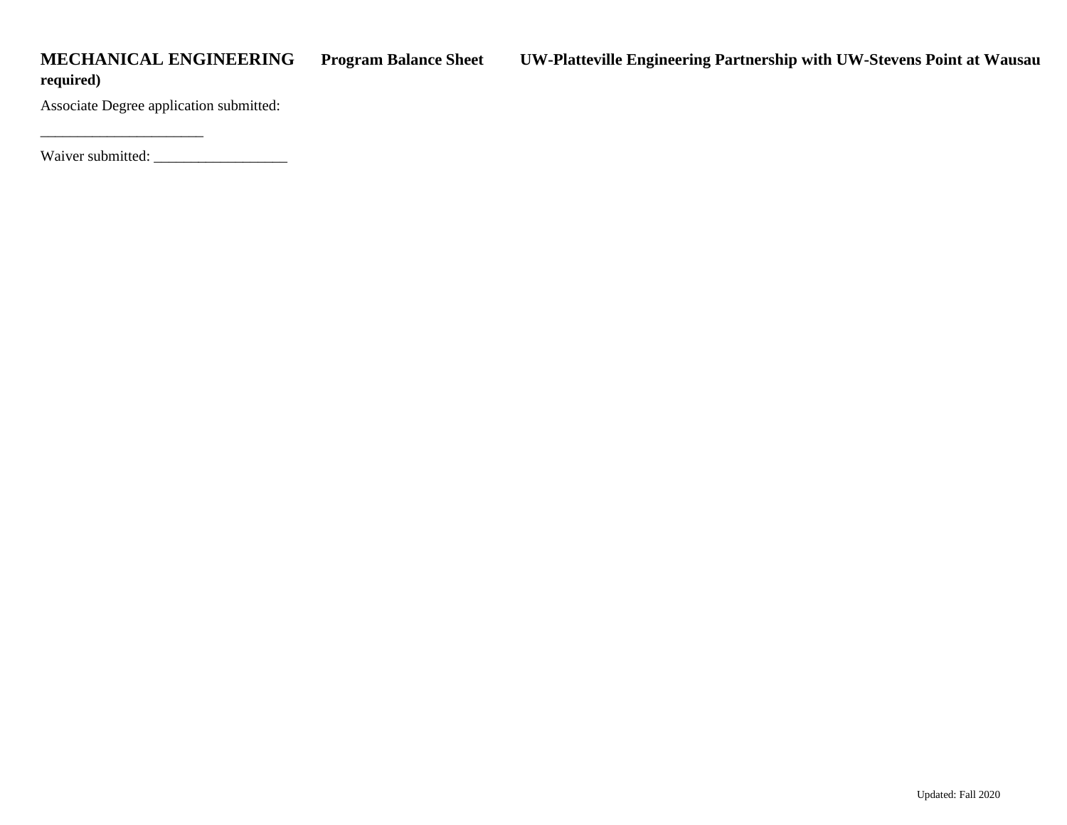**required)**

Associate Degree application submitted: ______________________

Waiver submitted: __________________